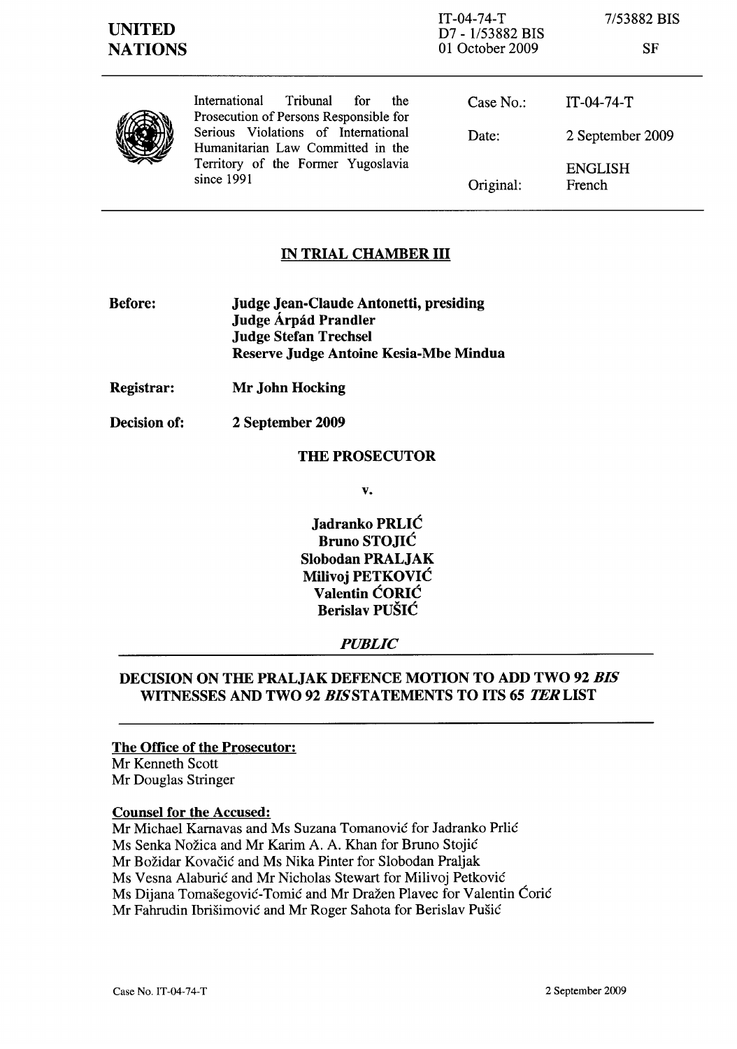UNITED NATIONS

IT-04-74-T
D7 - 1/53882 BIS
01 October 2009

7/53882 BIS

SF

International Tribunal for the Prosecution of Persons Responsible for Serious Violations of International Humanitarian Law Committed in the Territory of the Former Yugoslavia since 1991

| | |
|---|---|
| Case No.: | IT-04-74-T |
| Date: | 2 September 2009 |
| Original: | ENGLISH French |

## IN TRIAL CHAMBER III

**Before:** **Judge Jean-Claude Antonetti, presiding**
**Judge Árpád Prandler**
**Judge Stefan Trechsel**
**Reserve Judge Antoine Kesia-Mbe Mindua**

**Registrar:** **Mr John Hocking**

**Decision of:** **2 September 2009**

**THE PROSECUTOR**

**v.**

**Jadranko PRLIĆ**
**Bruno STOJIĆ**
**Slobodan PRALJAK**
**Milivoj PETKOVIĆ**
**Valentin ĆORIĆ**
**Berislav PUŠIĆ**

***PUBLIC***

## DECISION ON THE PRALJAK DEFENCE MOTION TO ADD TWO 92 *BIS* WITNESSES AND TWO 92 *BIS* STATEMENTS TO ITS 65 *TER* LIST

**The Office of the Prosecutor:**
Mr Kenneth Scott
Mr Douglas Stringer

**Counsel for the Accused:**
Mr Michael Karnavas and Ms Suzana Tomanović for Jadranko Prlić
Ms Senka Nožica and Mr Karim A. A. Khan for Bruno Stojić
Mr Božidar Kovačić and Ms Nika Pinter for Slobodan Praljak
Ms Vesna Alaburić and Mr Nicholas Stewart for Milivoj Petković
Ms Dijana Tomašegović-Tomić and Mr Dražen Plavec for Valentin Ćorić
Mr Fahrudin Ibrišimović and Mr Roger Sahota for Berislav Pušić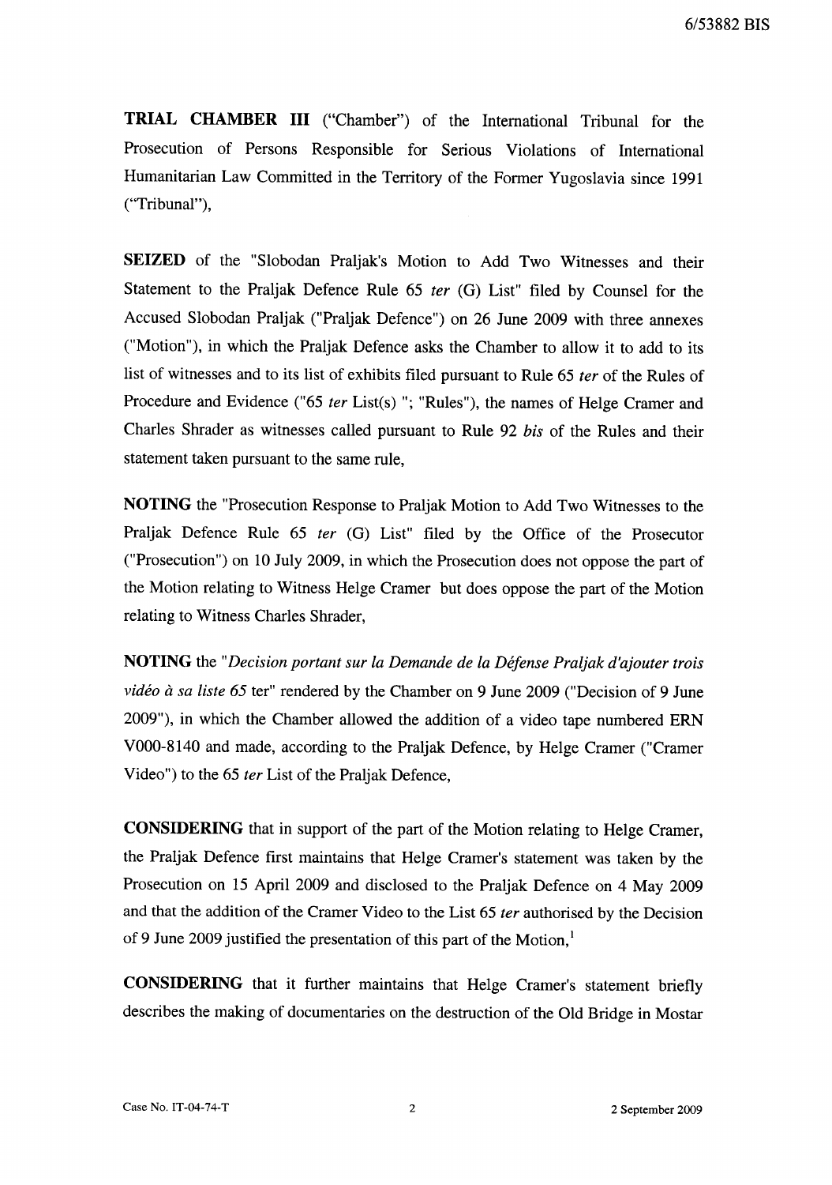**TRIAL CHAMBER III** ("Chamber") of the International Tribunal for the Prosecution of Persons Responsible for Serious Violations of International Humanitarian Law Committed in the Territory of the Former Yugoslavia since 1991 ("Tribunal"),

**SEIZED** of the "Slobodan Praljak's Motion to Add Two Witnesses and their Statement to the Praljak Defence Rule 65 *ter* (G) List" filed by Counsel for the Accused Slobodan Praljak ("Praljak Defence") on 26 June 2009 with three annexes ("Motion"), in which the Praljak Defence asks the Chamber to allow it to add to its list of witnesses and to its list of exhibits filed pursuant to Rule 65 *ter* of the Rules of Procedure and Evidence ("65 *ter* List(s) "; "Rules"), the names of Helge Cramer and Charles Shrader as witnesses called pursuant to Rule 92 *bis* of the Rules and their statement taken pursuant to the same rule,

**NOTING** the "Prosecution Response to Praljak Motion to Add Two Witnesses to the Praljak Defence Rule 65 *ter* (G) List" filed by the Office of the Prosecutor ("Prosecution") on 10 July 2009, in which the Prosecution does not oppose the part of the Motion relating to Witness Helge Cramer but does oppose the part of the Motion relating to Witness Charles Shrader,

**NOTING** the "*Decision portant sur la Demande de la Défense Praljak d'ajouter trois vidéo à sa liste 65* ter" rendered by the Chamber on 9 June 2009 ("Decision of 9 June 2009"), in which the Chamber allowed the addition of a video tape numbered ERN V000-8140 and made, according to the Praljak Defence, by Helge Cramer ("Cramer Video") to the 65 *ter* List of the Praljak Defence,

**CONSIDERING** that in support of the part of the Motion relating to Helge Cramer, the Praljak Defence first maintains that Helge Cramer's statement was taken by the Prosecution on 15 April 2009 and disclosed to the Praljak Defence on 4 May 2009 and that the addition of the Cramer Video to the List 65 *ter* authorised by the Decision of 9 June 2009 justified the presentation of this part of the Motion,[1]

**CONSIDERING** that it further maintains that Helge Cramer's statement briefly describes the making of documentaries on the destruction of the Old Bridge in Mostar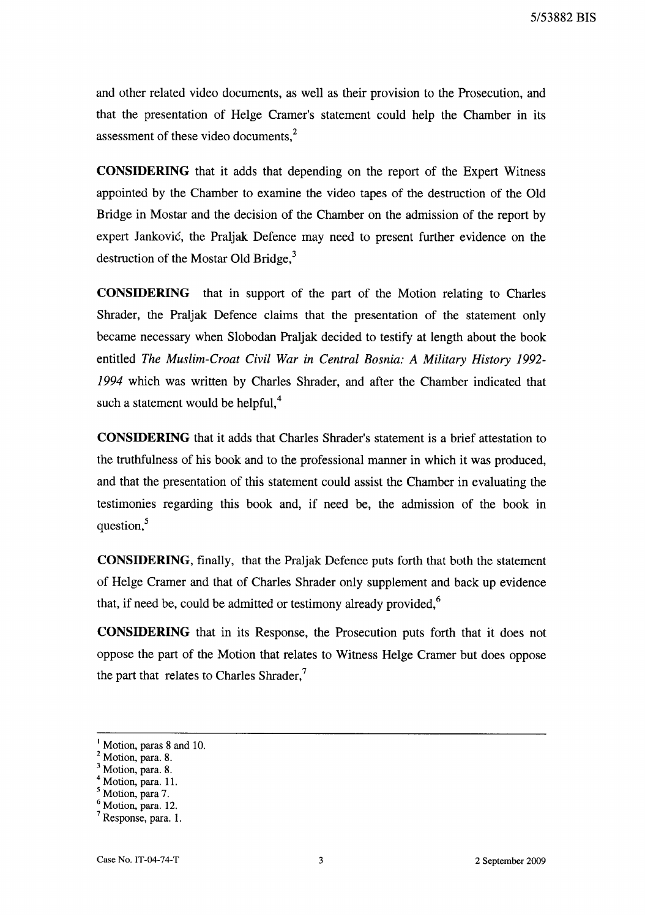and other related video documents, as well as their provision to the Prosecution, and that the presentation of Helge Cramer's statement could help the Chamber in its assessment of these video documents,[2]

**CONSIDERING** that it adds that depending on the report of the Expert Witness appointed by the Chamber to examine the video tapes of the destruction of the Old Bridge in Mostar and the decision of the Chamber on the admission of the report by expert Janković, the Praljak Defence may need to present further evidence on the destruction of the Mostar Old Bridge,[3]

**CONSIDERING** that in support of the part of the Motion relating to Charles Shrader, the Praljak Defence claims that the presentation of the statement only became necessary when Slobodan Praljak decided to testify at length about the book entitled *The Muslim-Croat Civil War in Central Bosnia: A Military History 1992-1994* which was written by Charles Shrader, and after the Chamber indicated that such a statement would be helpful,[4]

**CONSIDERING** that it adds that Charles Shrader's statement is a brief attestation to the truthfulness of his book and to the professional manner in which it was produced, and that the presentation of this statement could assist the Chamber in evaluating the testimonies regarding this book and, if need be, the admission of the book in question,[5]

**CONSIDERING**, finally, that the Praljak Defence puts forth that both the statement of Helge Cramer and that of Charles Shrader only supplement and back up evidence that, if need be, could be admitted or testimony already provided,[6]

**CONSIDERING** that in its Response, the Prosecution puts forth that it does not oppose the part of the Motion that relates to Witness Helge Cramer but does oppose the part that relates to Charles Shrader,[7]

---

[1] Motion, paras 8 and 10.
[2] Motion, para. 8.
[3] Motion, para. 8.
[4] Motion, para. 11.
[5] Motion, para 7.
[6] Motion, para. 12.
[7] Response, para. 1.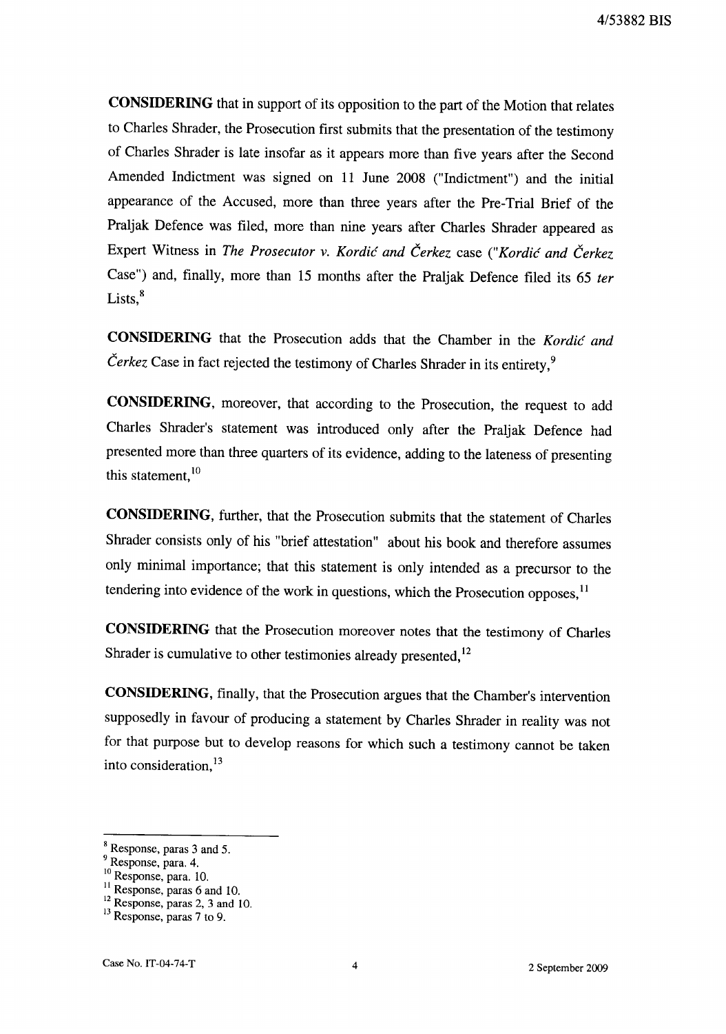**CONSIDERING** that in support of its opposition to the part of the Motion that relates to Charles Shrader, the Prosecution first submits that the presentation of the testimony of Charles Shrader is late insofar as it appears more than five years after the Second Amended Indictment was signed on 11 June 2008 ("Indictment") and the initial appearance of the Accused, more than three years after the Pre-Trial Brief of the Praljak Defence was filed, more than nine years after Charles Shrader appeared as Expert Witness in *The Prosecutor v. Kordić and Čerkez* case ("*Kordić and Čerkez* Case") and, finally, more than 15 months after the Praljak Defence filed its 65 *ter* Lists,[8]

**CONSIDERING** that the Prosecution adds that the Chamber in the *Kordić and Čerkez* Case in fact rejected the testimony of Charles Shrader in its entirety,[9]

**CONSIDERING**, moreover, that according to the Prosecution, the request to add Charles Shrader's statement was introduced only after the Praljak Defence had presented more than three quarters of its evidence, adding to the lateness of presenting this statement,[10]

**CONSIDERING**, further, that the Prosecution submits that the statement of Charles Shrader consists only of his "brief attestation" about his book and therefore assumes only minimal importance; that this statement is only intended as a precursor to the tendering into evidence of the work in questions, which the Prosecution opposes,[11]

**CONSIDERING** that the Prosecution moreover notes that the testimony of Charles Shrader is cumulative to other testimonies already presented,[12]

**CONSIDERING**, finally, that the Prosecution argues that the Chamber's intervention supposedly in favour of producing a statement by Charles Shrader in reality was not for that purpose but to develop reasons for which such a testimony cannot be taken into consideration,[13]

---

[8] Response, paras 3 and 5.
[9] Response, para. 4.
[10] Response, para. 10.
[11] Response, paras 6 and 10.
[12] Response, paras 2, 3 and 10.
[13] Response, paras 7 to 9.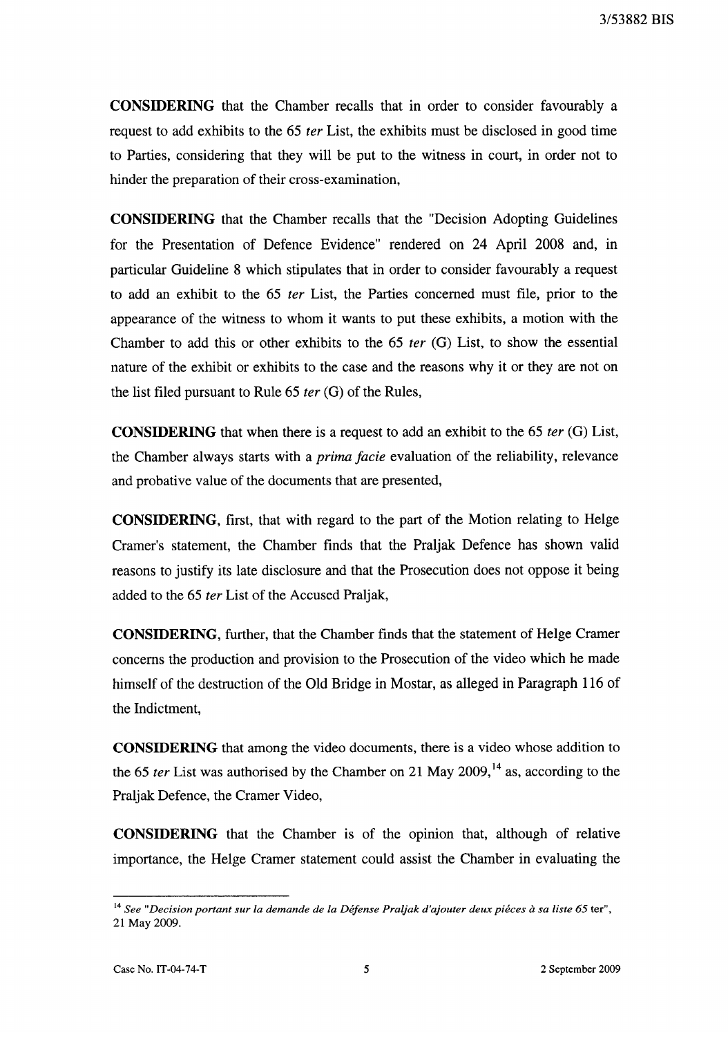**CONSIDERING** that the Chamber recalls that in order to consider favourably a request to add exhibits to the 65 *ter* List, the exhibits must be disclosed in good time to Parties, considering that they will be put to the witness in court, in order not to hinder the preparation of their cross-examination,

**CONSIDERING** that the Chamber recalls that the "Decision Adopting Guidelines for the Presentation of Defence Evidence" rendered on 24 April 2008 and, in particular Guideline 8 which stipulates that in order to consider favourably a request to add an exhibit to the 65 *ter* List, the Parties concerned must file, prior to the appearance of the witness to whom it wants to put these exhibits, a motion with the Chamber to add this or other exhibits to the 65 *ter* (G) List, to show the essential nature of the exhibit or exhibits to the case and the reasons why it or they are not on the list filed pursuant to Rule 65 *ter* (G) of the Rules,

**CONSIDERING** that when there is a request to add an exhibit to the 65 *ter* (G) List, the Chamber always starts with a *prima facie* evaluation of the reliability, relevance and probative value of the documents that are presented,

**CONSIDERING**, first, that with regard to the part of the Motion relating to Helge Cramer's statement, the Chamber finds that the Praljak Defence has shown valid reasons to justify its late disclosure and that the Prosecution does not oppose it being added to the 65 *ter* List of the Accused Praljak,

**CONSIDERING**, further, that the Chamber finds that the statement of Helge Cramer concerns the production and provision to the Prosecution of the video which he made himself of the destruction of the Old Bridge in Mostar, as alleged in Paragraph 116 of the Indictment,

**CONSIDERING** that among the video documents, there is a video whose addition to the 65 *ter* List was authorised by the Chamber on 21 May 2009,[14] as, according to the Praljak Defence, the Cramer Video,

**CONSIDERING** that the Chamber is of the opinion that, although of relative importance, the Helge Cramer statement could assist the Chamber in evaluating the

---

[14] *See "Decision portant sur la demande de la Défense Praljak d'ajouter deux pièces à sa liste 65* ter", 21 May 2009.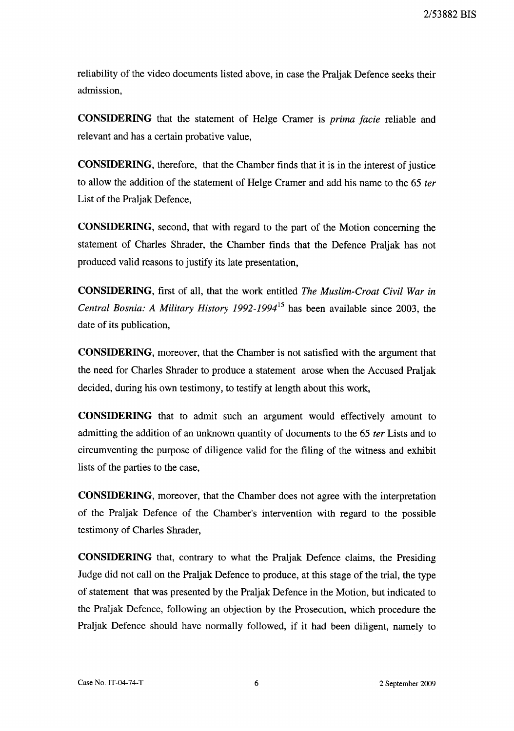reliability of the video documents listed above, in case the Praljak Defence seeks their admission,

**CONSIDERING** that the statement of Helge Cramer is *prima facie* reliable and relevant and has a certain probative value,

**CONSIDERING**, therefore, that the Chamber finds that it is in the interest of justice to allow the addition of the statement of Helge Cramer and add his name to the 65 *ter* List of the Praljak Defence,

**CONSIDERING**, second, that with regard to the part of the Motion concerning the statement of Charles Shrader, the Chamber finds that the Defence Praljak has not produced valid reasons to justify its late presentation,

**CONSIDERING**, first of all, that the work entitled *The Muslim-Croat Civil War in Central Bosnia: A Military History 1992-1994*[15] has been available since 2003, the date of its publication,

**CONSIDERING**, moreover, that the Chamber is not satisfied with the argument that the need for Charles Shrader to produce a statement arose when the Accused Praljak decided, during his own testimony, to testify at length about this work,

**CONSIDERING** that to admit such an argument would effectively amount to admitting the addition of an unknown quantity of documents to the 65 *ter* Lists and to circumventing the purpose of diligence valid for the filing of the witness and exhibit lists of the parties to the case,

**CONSIDERING**, moreover, that the Chamber does not agree with the interpretation of the Praljak Defence of the Chamber's intervention with regard to the possible testimony of Charles Shrader,

**CONSIDERING** that, contrary to what the Praljak Defence claims, the Presiding Judge did not call on the Praljak Defence to produce, at this stage of the trial, the type of statement that was presented by the Praljak Defence in the Motion, but indicated to the Praljak Defence, following an objection by the Prosecution, which procedure the Praljak Defence should have normally followed, if it had been diligent, namely to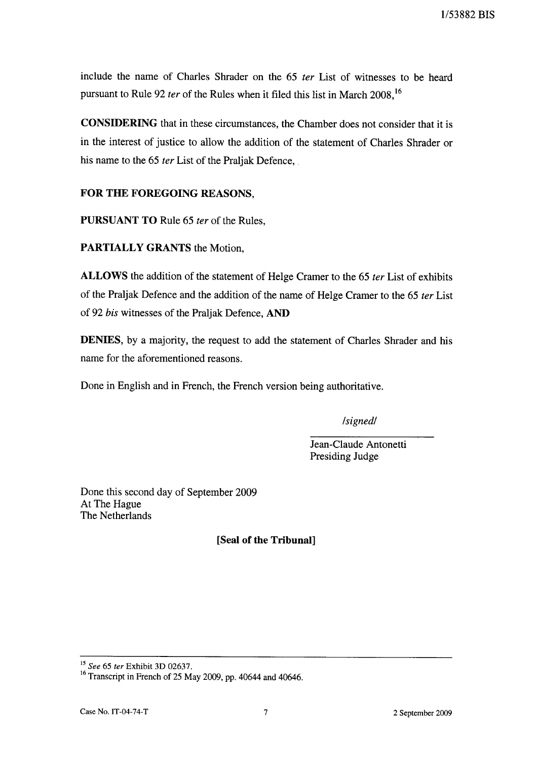include the name of Charles Shrader on the 65 *ter* List of witnesses to be heard pursuant to Rule 92 *ter* of the Rules when it filed this list in March 2008,[16]

**CONSIDERING** that in these circumstances, the Chamber does not consider that it is in the interest of justice to allow the addition of the statement of Charles Shrader or his name to the 65 *ter* List of the Praljak Defence,

**FOR THE FOREGOING REASONS,**

**PURSUANT TO** Rule 65 *ter* of the Rules,

**PARTIALLY GRANTS** the Motion,

**ALLOWS** the addition of the statement of Helge Cramer to the 65 *ter* List of exhibits of the Praljak Defence and the addition of the name of Helge Cramer to the 65 *ter* List of 92 *bis* witnesses of the Praljak Defence, **AND**

**DENIES**, by a majority, the request to add the statement of Charles Shrader and his name for the aforementioned reasons.

Done in English and in French, the French version being authoritative.

*/signed/*

Jean-Claude Antonetti
Presiding Judge

Done this second day of September 2009
At The Hague
The Netherlands

**[Seal of the Tribunal]**

---

[15] *See* 65 *ter* Exhibit 3D 02637.

[16] Transcript in French of 25 May 2009, pp. 40644 and 40646.